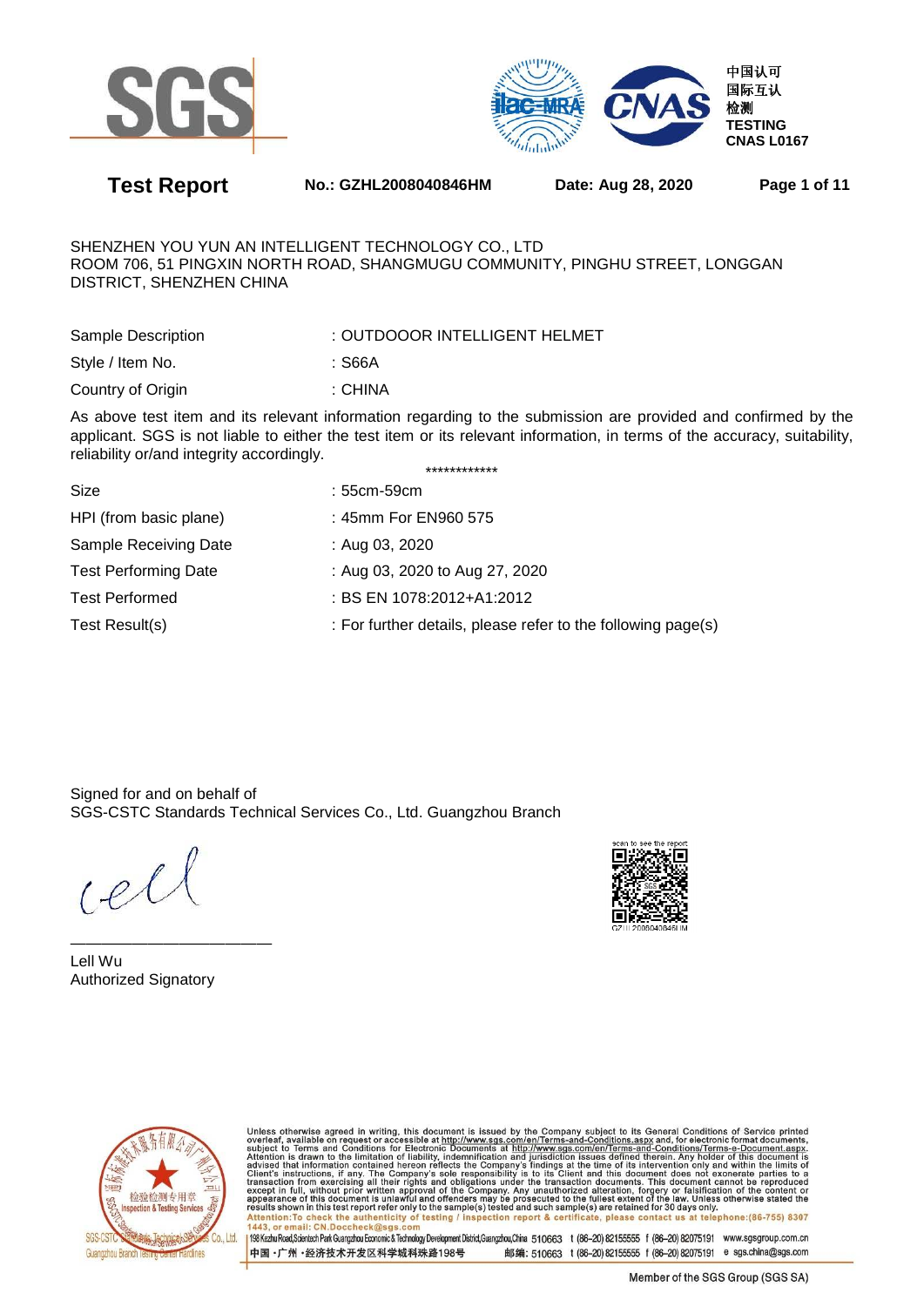中国认可
国际互认
检测
TESTING
CNAS L0167

# Test Report

**No.: GZHL2008040846HM** **Date: Aug 28, 2020**

SHENZHEN YOU YUN AN INTELLIGENT TECHNOLOGY CO., LTD
ROOM 706, 51 PINGXIN NORTH ROAD, SHANGMUGU COMMUNITY, PINGHU STREET, LONGGAN DISTRICT, SHENZHEN CHINA

| | |
|---|---|
| Sample Description | : OUTDOOOR INTELLIGENT HELMET |
| Style / Item No. | : S66A |
| Country of Origin | : CHINA |

As above test item and its relevant information regarding to the submission are provided and confirmed by the applicant. SGS is not liable to either the test item or its relevant information, in terms of the accuracy, suitability, reliability or/and integrity accordingly.

************

| | |
|---|---|
| Size | : 55cm-59cm |
| HPI (from basic plane) | : 45mm For EN960 575 |
| Sample Receiving Date | : Aug 03, 2020 |
| Test Performing Date | : Aug 03, 2020 to Aug 27, 2020 |
| Test Performed | : BS EN 1078:2012+A1:2012 |
| Test Result(s) | : For further details, please refer to the following page(s) |

Signed for and on behalf of
SGS-CSTC Standards Technical Services Co., Ltd. Guangzhou Branch

Lell Wu
Authorized Signatory

scan to see the report
GZHL2008040846HM

Unless otherwise agreed in writing, this document is issued by the Company subject to its General Conditions of Service printed overleaf, available on request or accessible at http://www.sgs.com/en/Terms-and-Conditions.aspx and, for electronic format documents, subject to Terms and Conditions for Electronic Documents at http://www.sgs.com/en/Terms-and-Conditions/Terms-e-Document.aspx. Attention is drawn to the limitation of liability, indemnification and jurisdiction issues defined therein. Any holder of this document is advised that information contained hereon reflects the Company's findings at the time of its intervention only and within the limits of Client's instructions, if any. The Company's sole responsibility is to its Client and this document does not exonerate parties to a transaction from exercising all their rights and obligations under the transaction documents. This document cannot be reproduced except in full, without prior written approval of the Company. Any unauthorized alteration, forgery or falsification of the content or appearance of this document is unlawful and offenders may be prosecuted to the fullest extent of the law. Unless otherwise stated the results shown in this test report refer only to the sample(s) tested and such sample(s) are retained for 30 days only.

**Attention:To check the authenticity of testing / inspection report & certificate, please contact us at telephone:(86-755) 8307 1443, or email: CN.Doccheck@sgs.com**

198 Kezhu Road,Scientech Park Guangzhou Economic & Technology Development District,Guangzhou,China 510663 t (86-20) 82155555 f (86-20) 82075191 www.sgsgroup.com.cn
中国 · 广州 · 经济技术开发区科学城科珠路198号 邮编: 510663 t (86-20) 82155555 f (86-20) 82075191 e sgs.china@sgs.com

Member of the SGS Group (SGS SA)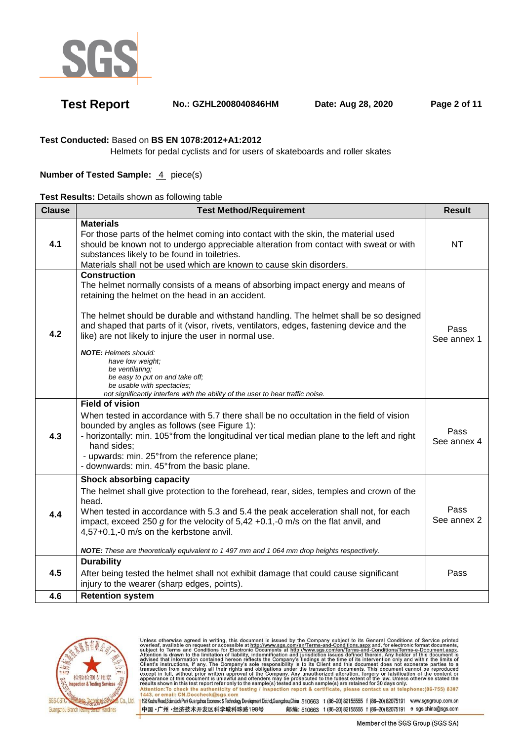**Test Conducted:** Based on **BS EN 1078:2012+A1:2012**

Helmets for pedal cyclists and for users of skateboards and roller skates

**Number of Tested Sample:** 4 piece(s)

**Test Results:** Details shown as following table

| Clause | Test Method/Requirement | Result |
|---|---|---|
| 4.1 | **Materials**<br>For those parts of the helmet coming into contact with the skin, the material used should be known not to undergo appreciable alteration from contact with sweat or with substances likely to be found in toiletries.<br>Materials shall not be used which are known to cause skin disorders. | NT |
| 4.2 | **Construction**<br>The helmet normally consists of a means of absorbing impact energy and means of retaining the helmet on the head in an accident.<br><br>The helmet should be durable and withstand handling. The helmet shall be so designed and shaped that parts of it (visor, rivets, ventilators, edges, fastening device and the like) are not likely to injure the user in normal use.<br><br>***NOTE:*** *Helmets should:*<br>*have low weight;*<br>*be ventilating;*<br>*be easy to put on and take off;*<br>*be usable with spectacles;*<br>*not significantly interfere with the ability of the user to hear traffic noise.* | Pass<br>See annex 1 |
| 4.3 | **Field of vision**<br>When tested in accordance with 5.7 there shall be no occultation in the field of vision bounded by angles as follows (see Figure 1):<br>- horizontally: min. 105° from the longitudinal ver tical median plane to the left and right hand sides;<br>- upwards: min. 25° from the reference plane;<br>- downwards: min. 45° from the basic plane. | Pass<br>See annex 4 |
| 4.4 | **Shock absorbing capacity**<br>The helmet shall give protection to the forehead, rear, sides, temples and crown of the head.<br>When tested in accordance with 5.3 and 5.4 the peak acceleration shall not, for each impact, exceed 250 *g* for the velocity of 5,42 +0.1,-0 m/s on the flat anvil, and 4,57+0.1,-0 m/s on the kerbstone anvil.<br><br>***NOTE:*** *These are theoretically equivalent to 1 497 mm and 1 064 mm drop heights respectively.* | Pass<br>See annex 2 |
| 4.5 | **Durability**<br>After being tested the helmet shall not exhibit damage that could cause significant injury to the wearer (sharp edges, points). | Pass |
| 4.6 | **Retention system** | |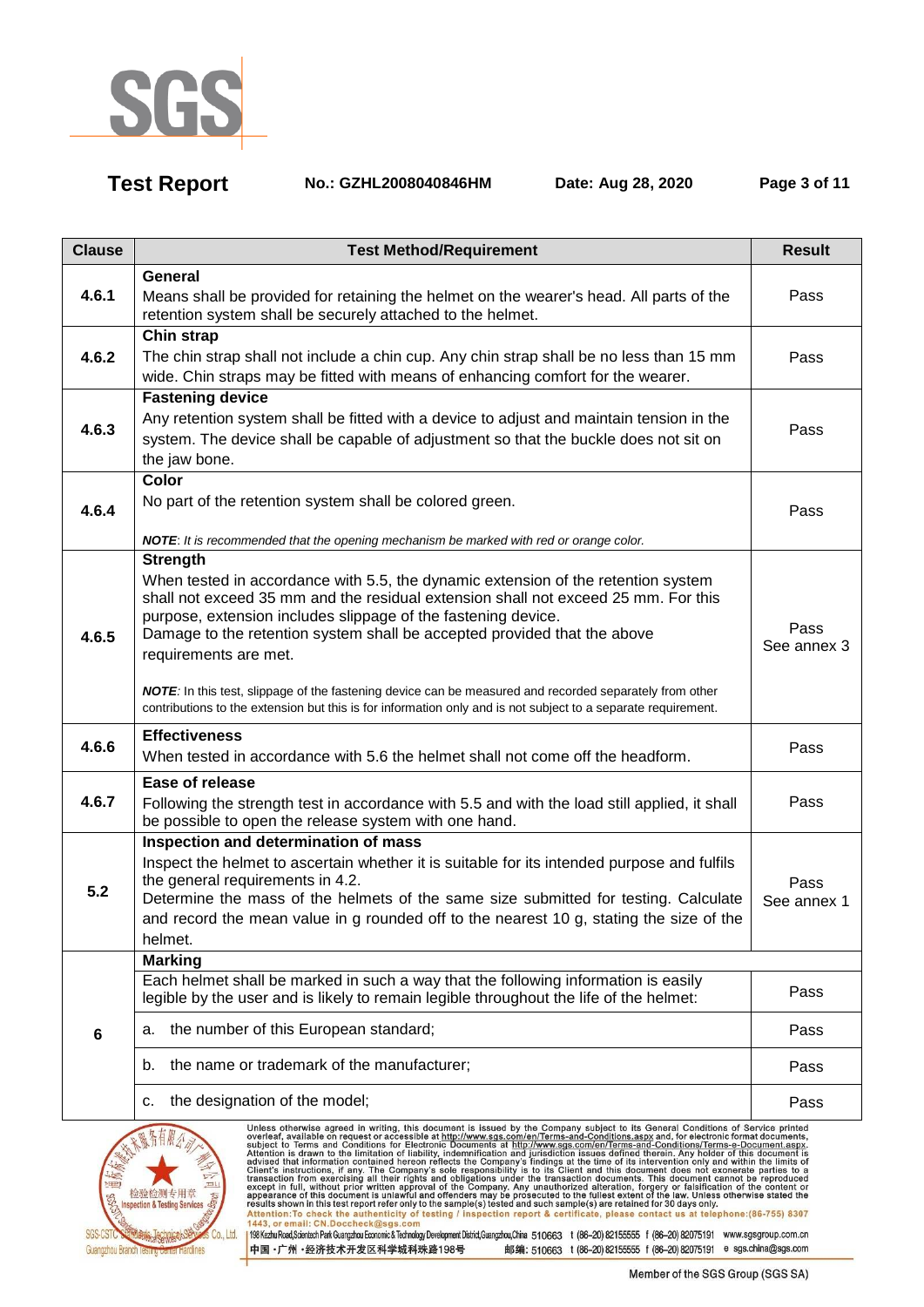| Clause | Test Method/Requirement | Result |
| --- | --- | --- |
| 4.6.1 | **General**<br>Means shall be provided for retaining the helmet on the wearer's head. All parts of the retention system shall be securely attached to the helmet. | Pass |
| 4.6.2 | **Chin strap**<br>The chin strap shall not include a chin cup. Any chin strap shall be no less than 15 mm wide. Chin straps may be fitted with means of enhancing comfort for the wearer. | Pass |
| 4.6.3 | **Fastening device**<br>Any retention system shall be fitted with a device to adjust and maintain tension in the system. The device shall be capable of adjustment so that the buckle does not sit on the jaw bone. | Pass |
| 4.6.4 | **Color**<br>No part of the retention system shall be colored green.<br>***NOTE****: It is recommended that the opening mechanism be marked with red or orange color.* | Pass |
| 4.6.5 | **Strength**<br>When tested in accordance with 5.5, the dynamic extension of the retention system shall not exceed 35 mm and the residual extension shall not exceed 25 mm. For this purpose, extension includes slippage of the fastening device.<br>Damage to the retention system shall be accepted provided that the above requirements are met.<br>***NOTE***: In this test, slippage of the fastening device can be measured and recorded separately from other contributions to the extension but this is for information only and is not subject to a separate requirement. | Pass<br>See annex 3 |
| 4.6.6 | **Effectiveness**<br>When tested in accordance with 5.6 the helmet shall not come off the headform. | Pass |
| 4.6.7 | **Ease of release**<br>Following the strength test in accordance with 5.5 and with the load still applied, it shall be possible to open the release system with one hand. | Pass |
| 5.2 | **Inspection and determination of mass**<br>Inspect the helmet to ascertain whether it is suitable for its intended purpose and fulfils the general requirements in 4.2.<br>Determine the mass of the helmets of the same size submitted for testing. Calculate and record the mean value in g rounded off to the nearest 10 g, stating the size of the helmet. | Pass<br>See annex 1 |
| 6 | **Marking**<br>Each helmet shall be marked in such a way that the following information is easily legible by the user and is likely to remain legible throughout the life of the helmet: | Pass |
| | a. the number of this European standard; | Pass |
| | b. the name or trademark of the manufacturer; | Pass |
| | c. the designation of the model; | Pass |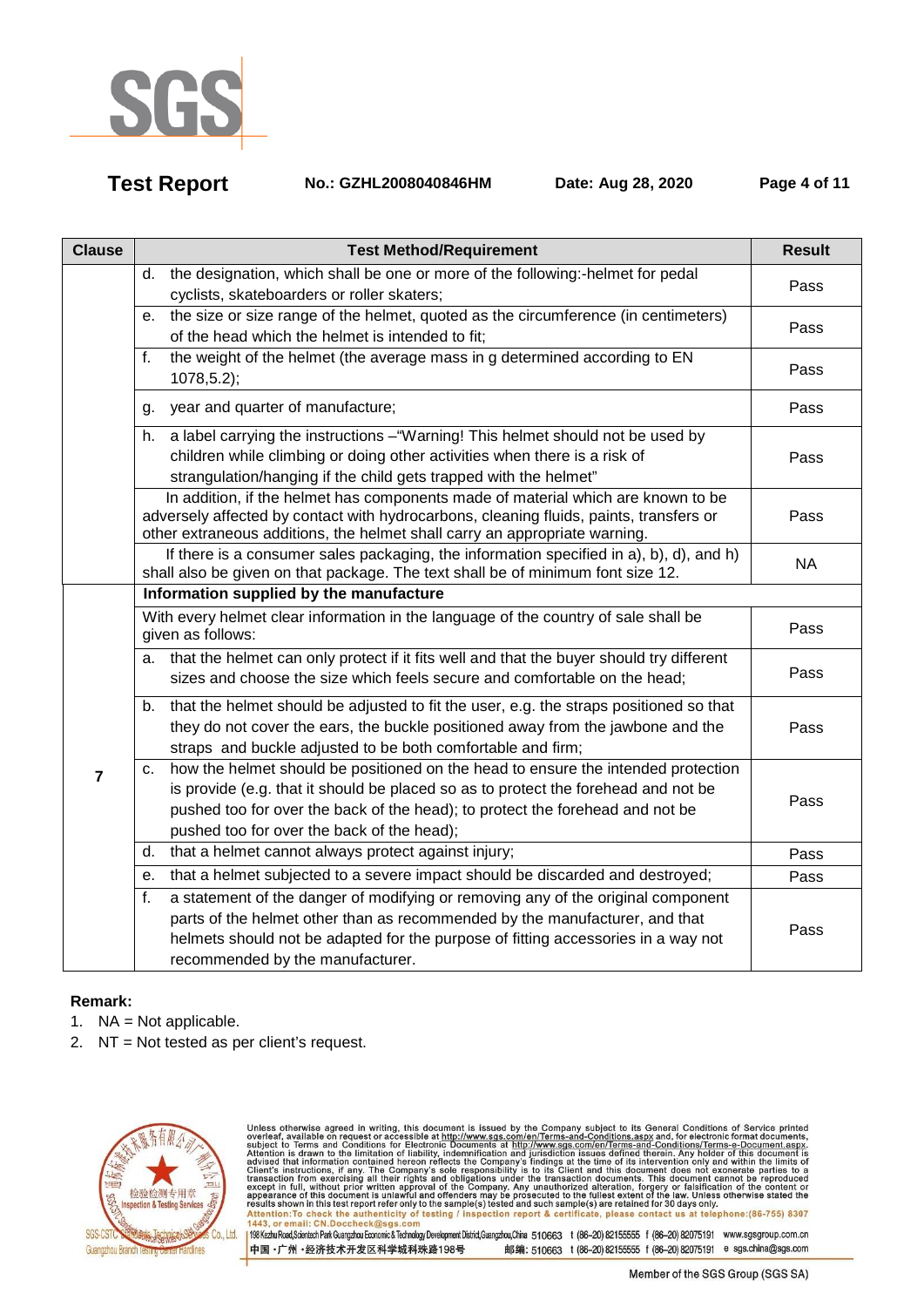| Clause | Test Method/Requirement | Result |
|---|---|---|
| | d. the designation, which shall be one or more of the following:-helmet for pedal cyclists, skateboarders or roller skaters; | Pass |
| | e. the size or size range of the helmet, quoted as the circumference (in centimeters) of the head which the helmet is intended to fit; | Pass |
| | f. the weight of the helmet (the average mass in g determined according to EN 1078,5.2); | Pass |
| | g. year and quarter of manufacture; | Pass |
| | h. a label carrying the instructions –"Warning! This helmet should not be used by children while climbing or doing other activities when there is a risk of strangulation/hanging if the child gets trapped with the helmet" | Pass |
| | In addition, if the helmet has components made of material which are known to be adversely affected by contact with hydrocarbons, cleaning fluids, paints, transfers or other extraneous additions, the helmet shall carry an appropriate warning. | Pass |
| | If there is a consumer sales packaging, the information specified in a), b), d), and h) shall also be given on that package. The text shall be of minimum font size 12. | NA |
| 7 | **Information supplied by the manufacture** | |
| | With every helmet clear information in the language of the country of sale shall be given as follows: | Pass |
| | a. that the helmet can only protect if it fits well and that the buyer should try different sizes and choose the size which feels secure and comfortable on the head; | Pass |
| | b. that the helmet should be adjusted to fit the user, e.g. the straps positioned so that they do not cover the ears, the buckle positioned away from the jawbone and the straps and buckle adjusted to be both comfortable and firm; | Pass |
| | c. how the helmet should be positioned on the head to ensure the intended protection is provide (e.g. that it should be placed so as to protect the forehead and not be pushed too for over the back of the head); to protect the forehead and not be pushed too for over the back of the head); | Pass |
| | d. that a helmet cannot always protect against injury; | Pass |
| | e. that a helmet subjected to a severe impact should be discarded and destroyed; | Pass |
| | f. a statement of the danger of modifying or removing any of the original component parts of the helmet other than as recommended by the manufacturer, and that helmets should not be adapted for the purpose of fitting accessories in a way not recommended by the manufacturer. | Pass |

**Remark:**

1. NA = Not applicable.
2. NT = Not tested as per client's request.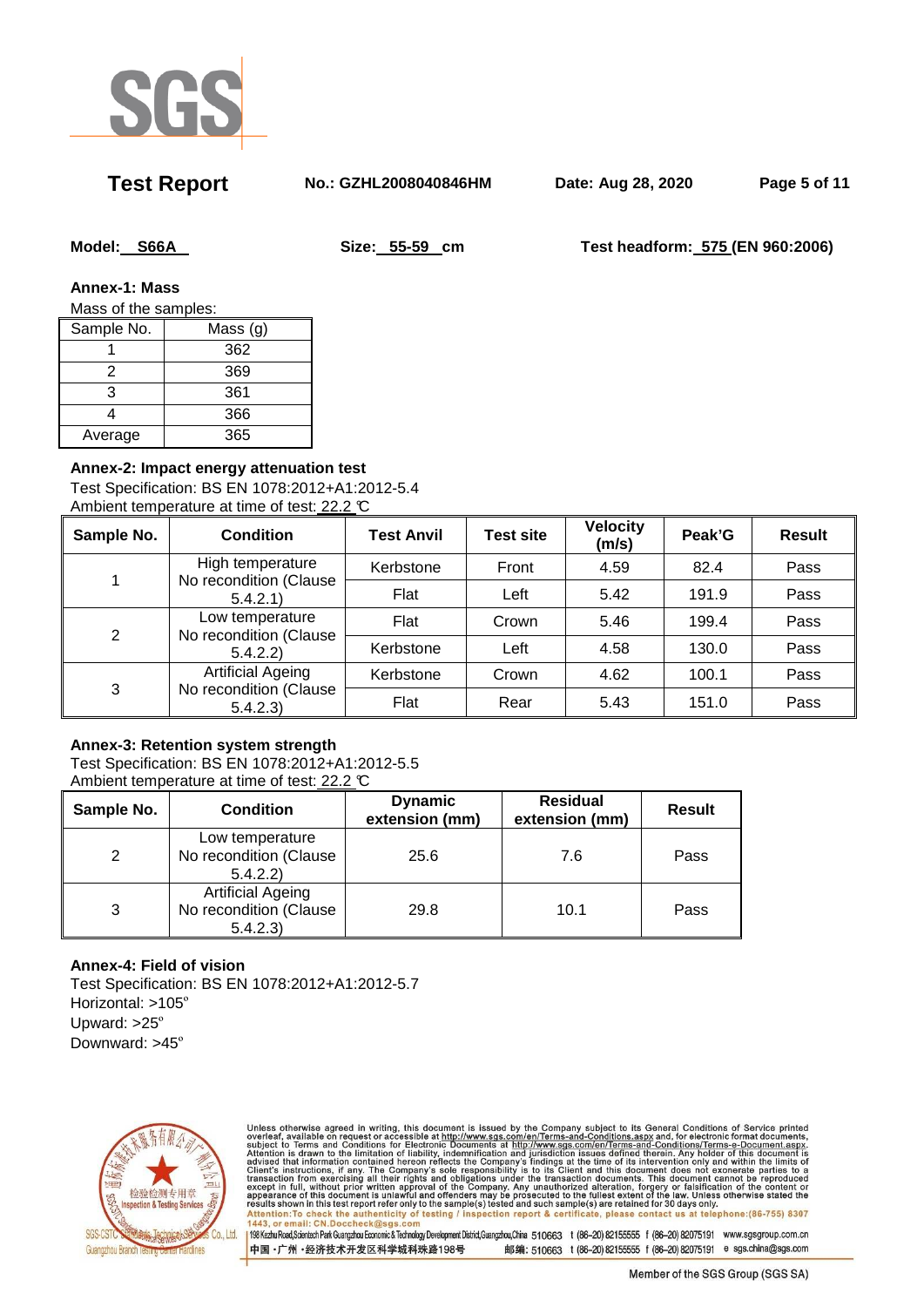**Model:** S66A **Size:** 55-59 cm **Test headform:** 575 (EN 960:2006)

**Annex-1: Mass**

Mass of the samples:

| Sample No. | Mass (g) |
|---|---|
| 1 | 362 |
| 2 | 369 |
| 3 | 361 |
| 4 | 366 |
| Average | 365 |

**Annex-2: Impact energy attenuation test**

Test Specification: BS EN 1078:2012+A1:2012-5.4

Ambient temperature at time of test: 22.2 ℃

| Sample No. | Condition | Test Anvil | Test site | Velocity (m/s) | Peak'G | Result |
|---|---|---|---|---|---|---|
| 1 | High temperature No recondition (Clause 5.4.2.1) | Kerbstone | Front | 4.59 | 82.4 | Pass |
| | | Flat | Left | 5.42 | 191.9 | Pass |
| 2 | Low temperature No recondition (Clause 5.4.2.2) | Flat | Crown | 5.46 | 199.4 | Pass |
| | | Kerbstone | Left | 4.58 | 130.0 | Pass |
| 3 | Artificial Ageing No recondition (Clause 5.4.2.3) | Kerbstone | Crown | 4.62 | 100.1 | Pass |
| | | Flat | Rear | 5.43 | 151.0 | Pass |

**Annex-3: Retention system strength**

Test Specification: BS EN 1078:2012+A1:2012-5.5

Ambient temperature at time of test: 22.2 ℃

| Sample No. | Condition | Dynamic extension (mm) | Residual extension (mm) | Result |
|---|---|---|---|---|
| 2 | Low temperature No recondition (Clause 5.4.2.2) | 25.6 | 7.6 | Pass |
| 3 | Artificial Ageing No recondition (Clause 5.4.2.3) | 29.8 | 10.1 | Pass |

**Annex-4: Field of vision**

Test Specification: BS EN 1078:2012+A1:2012-5.7

Horizontal: >105°

Upward: >25°

Downward: >45°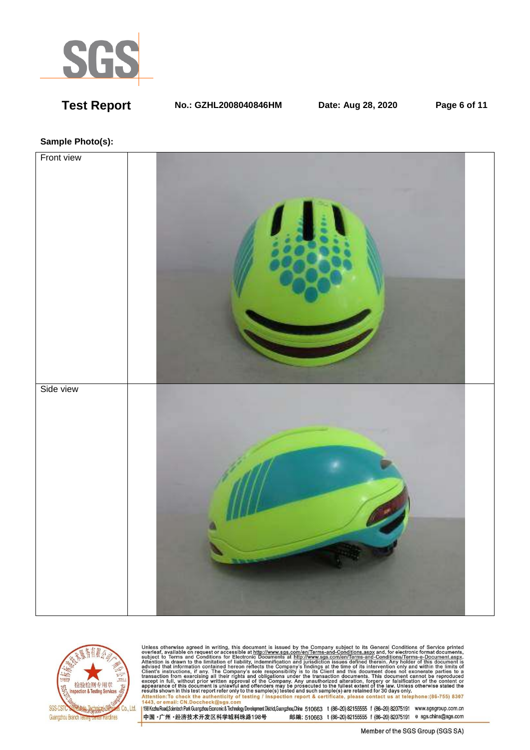**Sample Photo(s):**

| Front view | |
|---|---|
| Side view | |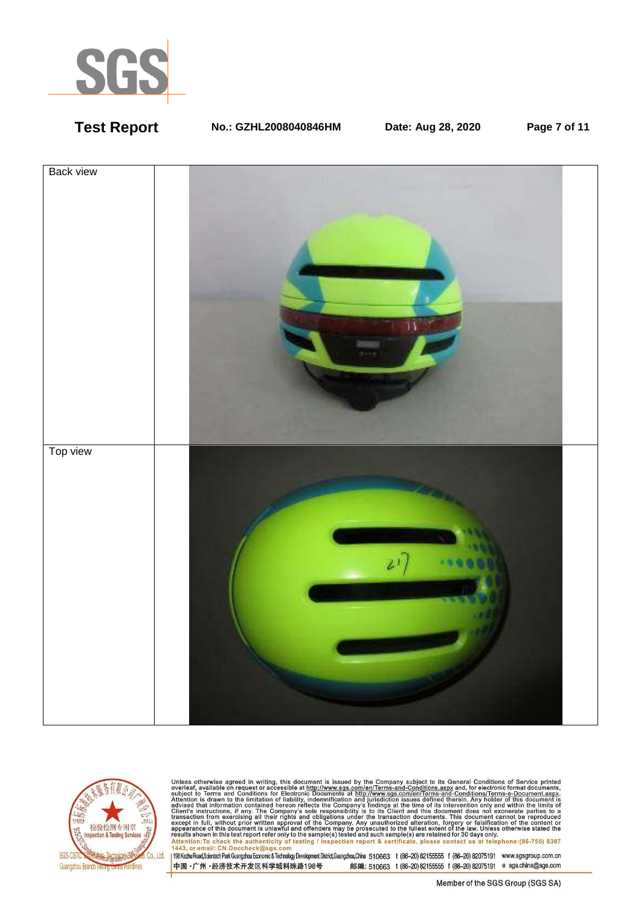| Back view | |
|---|---|
| Top view | |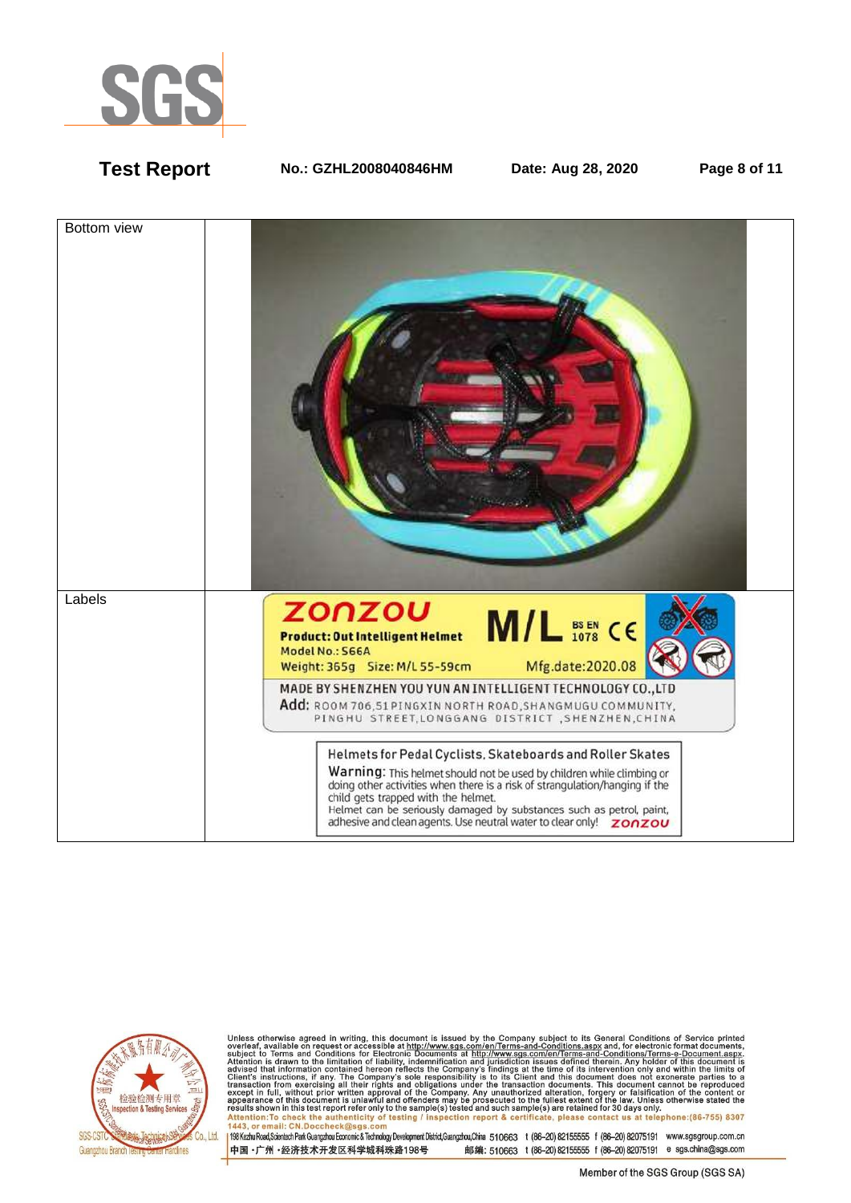| Bottom view | |
| --- | --- |
| Labels | ZONZOU<br>Product: Out Intelligent Helmet<br>Model No.: S66A<br>Weight: 365g Size: M/L 55-59cm<br>M/L BS EN 1078 CE<br>Mfg.date:2020.08<br>MADE BY SHENZHEN YOU YUN AN INTELLIGENT TECHNOLOGY CO.,LTD<br>Add: ROOM 706,51 PINGXIN NORTH ROAD,SHANGMUGU COMMUNITY, PINGHU STREET,LONGGANG DISTRICT ,SHENZHEN,CHINA<br><br>Helmets for Pedal Cyclists, Skateboards and Roller Skates<br>Warning: This helmet should not be used by children while climbing or doing other activities when there is a risk of strangulation/hanging if the child gets trapped with the helmet.<br>Helmet can be seriously damaged by substances such as petrol, paint, adhesive and clean agents. Use neutral water to clear only! ZONZOU |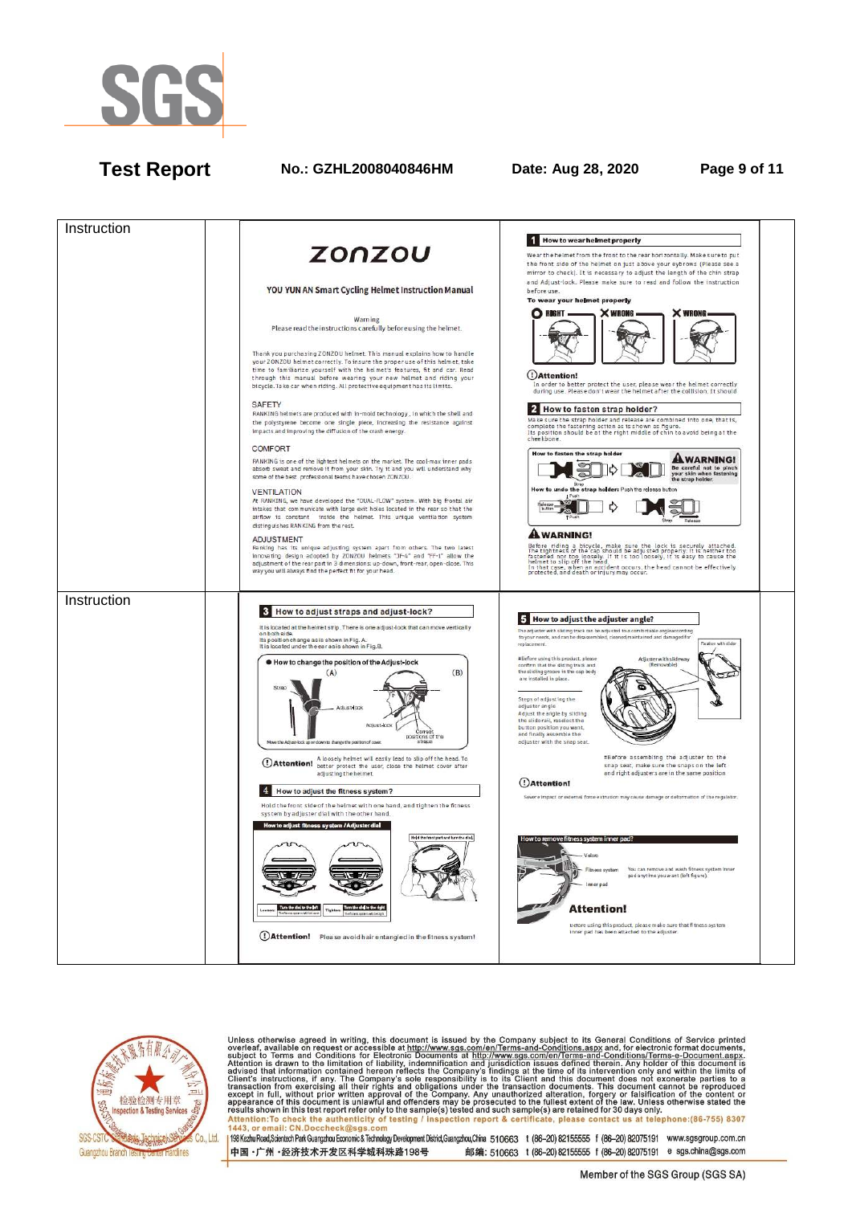| Instruction | | | |
|---|---|---|---|
| Instruction | | | |

**ZONZOU**

**YOU YUN AN Smart Cycling Helmet Instruction Manual**

Warning
Please read the instructions carefully before using the helmet.

Thank you purchasing ZONZOU helmet. This manual explains how to handle your ZONZOU helmet correctly. To insure the proper use of this helmet, take time to familiarize yourself with the helmet's features, fit and car. Read through this manual before wearing your new helmet and riding your bicycle. Take car when riding. All protective equipment has its limits.

SAFETY
RANKING helmets are produced with In-mold technology, in which the shell and the polystyrene become one single piece, increasing the resistance against impacts and improving the diffusion of the crash energy.

COMFORT
RANKING is one of the lightest helmets on the market. The cool-max inner pads absorb sweat and remove it from your skin. Try it and you will understand why some of the best professional teams have chosen ZONZOU.

VENTILATION
At RANKING, we have developed the "DUAL-FLOW" system. With big frontal air intakes that communicate with large exit holes located in the rear so that the airflow is constant inside the helmet. This unique ventilation system distinguishes RANKING from the rest.

ADJUSTMENT
Ranking has its unique adjusting system apart from others. The two latest innovating design adopted by ZONZOU helmets "3F-4" and "FF-1" allow the adjustment of the rear part in 3 dimensions: up-down, front-rear, open-close. This way you will always find the perfect fit for your head.

**1 How to wear helmet properly**

Wear the helmet from the front to the rear horizontally. Make sure to put the front side of the helmet on just above your eybrows (Please see a mirror to check). It is necessary to adjust the length of the chin strap and Adjust-lock. Please make sure to read and follow the instruction before use.

**To wear your helmet properly**

RIGHT / WRONG / WRONG

**Attention!**
In order to better protect the user, please wear the helmet correctly during use. Please don't wear the helmet after the collision. It should

**2 How to fasten strap holder?**

Make sure the strap holder and release are combined into one, that is, complete the fastening action as is shown as figure.
Its position should be at the right middle of chin to avoid being at the cheekbone.

How to fasten the strap holder
How to undo the strap holder: Push the release button

**WARNING!** Be careful not to pinch your skin when fastening the strap holder.

**WARNING!**
Before riding a bicycle, make sure the lock is securely attached. The tightness of the cap should be adjusted properly. It is neither too fastened nor too loosely. If it is too loosely, it is easy to cause the helmet to slip off the head.
In that case, when an accident occurs, the head cannot be effectively protected, and death or injury may occur.

**3 How to adjust straps and adjust-lock?**

It is located at the helmet strip. There is one adjust-lock that can move vertically on both side.
Its position change as is shown in Fig. A.
It is located under the ear as is shown in Fig. B.

● How to change the position of the Adjust-lock

(A) (B)

Move the Adjust-lock up or down to change the position of cover.

**Attention!** A loosely helmet will easily lead to slip off the head. To better protect the user, close the helmet cover after adjusting the helmet.

**4 How to adjust the fitness system?**

Hold the front side of the helmet with one hand, and tighten the fitness system by adjuster dial with the other hand.

How to adjust fitness system / Adjuster dial

**Attention!** Please avoid hair entangled in the fitness system!

**5 How to adjust the adjuster angle?**

The adjuster with sliding track can be adjusted to a comfortable angle according to your needs, and can be disassembled, cleaned, maintained and damaged for replacement.

#Before using this product, please confirm that the sliding track and the sliding groove in the cap body are installed in place.

Steps of adjusting the adjuster angle
Adjust the angle by sliding the slide rail, reselect the button position you want, and finally assemble the adjuster with the snap seat.

#Before assembling the adjuster to the snap seat, make sure the snaps on the left and right adjusters are in the same position.

**Attention!**
Severe impact or external force extrusion may cause damage or deformation of the regulator.

**How to remove fitness system inner pad?**

You can remove and wash fitness system inner pad anytime you want (left figure).

**Attention!**
Before using this product, please make sure that fitness system inner pad has been attached to the adjuster.

Unless otherwise agreed in writing, this document is issued by the Company subject to its General Conditions of Service printed overleaf, available on request or accessible at http://www.sgs.com/en/Terms-and-Conditions.aspx and, for electronic format documents, subject to Terms and Conditions for Electronic Documents at http://www.sgs.com/en/Terms-and-Conditions/Terms-e-Document.aspx. Attention is drawn to the limitation of liability, indemnification and jurisdiction issues defined therein. Any holder of this document is advised that information contained hereon reflects the Company's findings at the time of its intervention only and within the limits of Client's instructions, if any. The Company's sole responsibility is to its Client and this document does not exonerate parties to a transaction from exercising all their rights and obligations under the transaction documents. This document cannot be reproduced except in full, without prior written approval of the Company. Any unauthorized alteration, forgery or falsification of the content or appearance of this document is unlawful and offenders may be prosecuted to the fullest extent of the law. Unless otherwise stated the results shown in this test report refer only to the sample(s) tested and such sample(s) are retained for 30 days only.
Attention: To check the authenticity of testing / inspection report & certificate, please contact us at telephone: (86-755) 8307 1443, or email: CN.Doccheck@sgs.com

198 Kezhu Road, Scientech Park Guangzhou Economic & Technology Development District, Guangzhou, China 510663 t (86-20) 82155555 f (86-20) 82075191 www.sgsgroup.com.cn
中国 · 广州 · 经济技术开发区科学城科珠路198号 邮编: 510663 t (86-20) 82155555 f (86-20) 82075191 e sgs.china@sgs.com

Member of the SGS Group (SGS SA)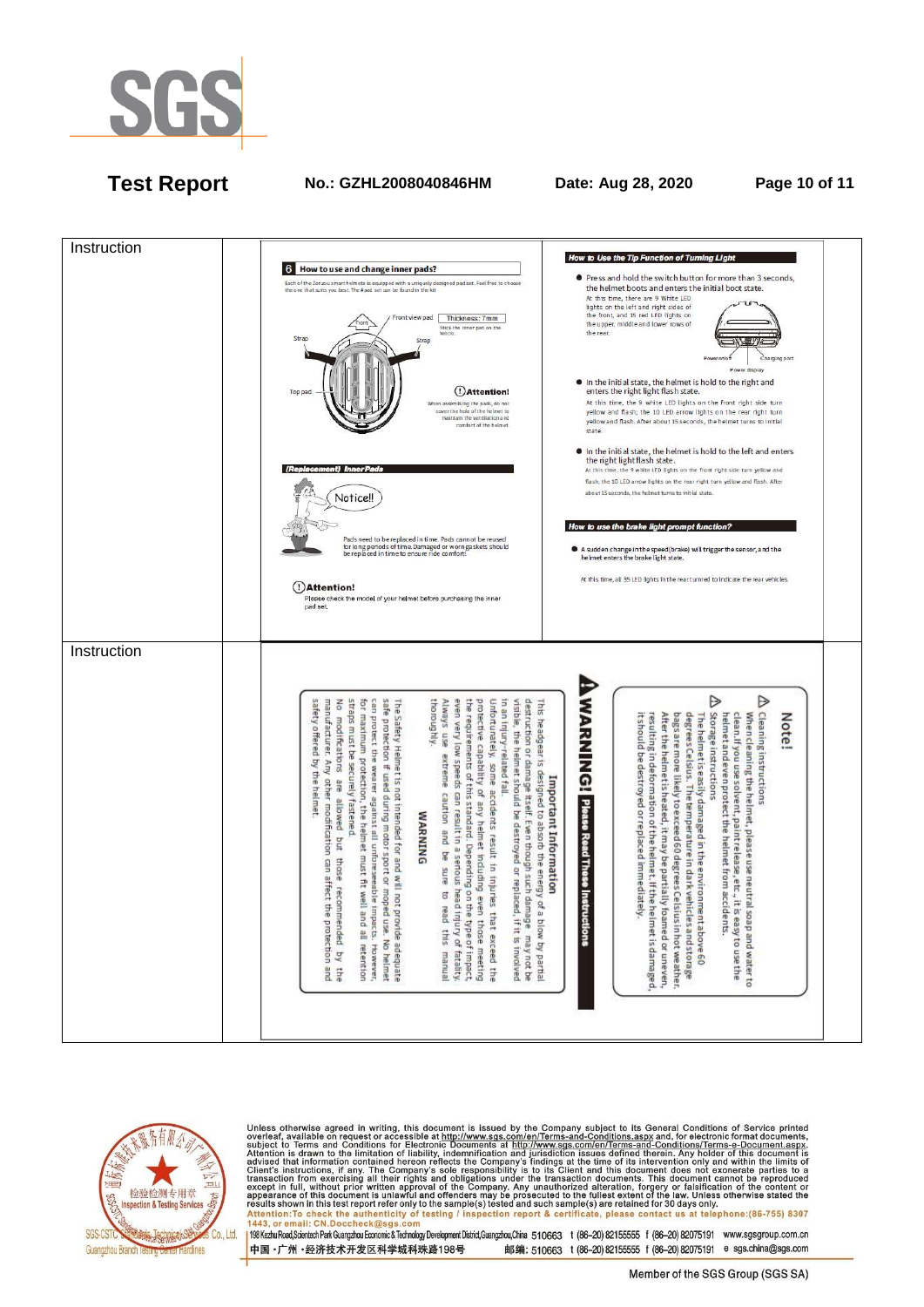| Instruction | | |
|---|---|---|
| Instruction | | 6 How to use and change inner pads? Each of the Zonzou smart helmets is equipped with a uniquely designed pad set. Feel free to choose the one that suits you best. The #pad set can be found in the kit. Front view pad. Thickness: 7mm. Stick the inner pad as the Velcro. Strap. Strap. Top pad. Attention! When assembling the pads, do not cover the hole of the helmet to maintain the ventilation and comfort of the helmet. (Replacement) Inner Pads. Notice!! Pads need to be replaced in time. Pads cannot be reused for long periods of time. Damaged or worn gaskets should be replaced in time to ensure ride comfort. Attention! Please check the model of your helmet before purchasing the inner pad set. How to Use the Tip Function of Turning Light: Press and hold the switch button for more than 3 seconds, the helmet boots and enters the initial boot state. At this time, there are 9 White LED lights on the left and right sides of the front, and 35 red LED lights on the upper, middle and lower rows of the rear. Power on/off. Charging port. Power display. In the initial state, the helmet is hold to the right and enters the right light flash state. At this time, the 9 white LED lights on the front right side turn yellow and flash; the 10 LED arrow lights on the rear right turn yellow and flash. After about 15 seconds, the helmet turns to initial state. In the initial state, the helmet is hold to the left and enters the right light flash state. At this time, the 9 white LED lights on the front right side turn yellow and flash, the 10 LED arrow lights on the rear right turn yellow and flash. After about 15 seconds, the helmet turns to initial state. How to use the brake light prompt function? A sudden change in the speed(brake) will trigger the sensor, and the helmet enters the brake light state. At this time, all 35 LED lights in the rear turned to indicate the rear vehicles. |
| Instruction | | Note! Cleaning instructions: When cleaning the helmet, please use neutral soap and water to clean. If you use solvent, paint release, etc., it is easy to use the helmet and even protect the helmet from accidents. Storage instructions: The helmet is easily damaged in the environment above 60 degrees Celsius. The temperature in dark vehicles and storage bags are more likely to exceed 60 degrees Celsius in hot weather. After the helmet is heated, it may be partially foamed or uneven, resulting in deformation of the helmet. If the helmet is damaged, it should be destroyed or replaced immediately. WARNING! Please Read These Instructions. Important Information: This headgear is designed to absorb the energy of a blow by partial destruction or damage itself. Even though such damage may not be visible, the helmet should be destroyed or replaced, if it is involved in an injury-related fall. Unfortunately, some accidents result in injuries that exceed the protective capability of any helmet including even those meeting the requirements of this standard. Depending on the type of impact, even very low speeds can result in a serious head injury of fatality. Always use extreme caution and be sure to read this manual thoroughly. WARNING: The Safety Helmet is not intended for and will not provide adequate safe protection if used during motor sport or moped use. No helmet can protect the wearer against all unforeseeable impacts. However, for maximum protection, the helmet must fit well and all retention straps must be securely fastened. No modifications are allowed but those recommended by the manufacturer. Any other modification can affect the protection and safety offered by the helmet. |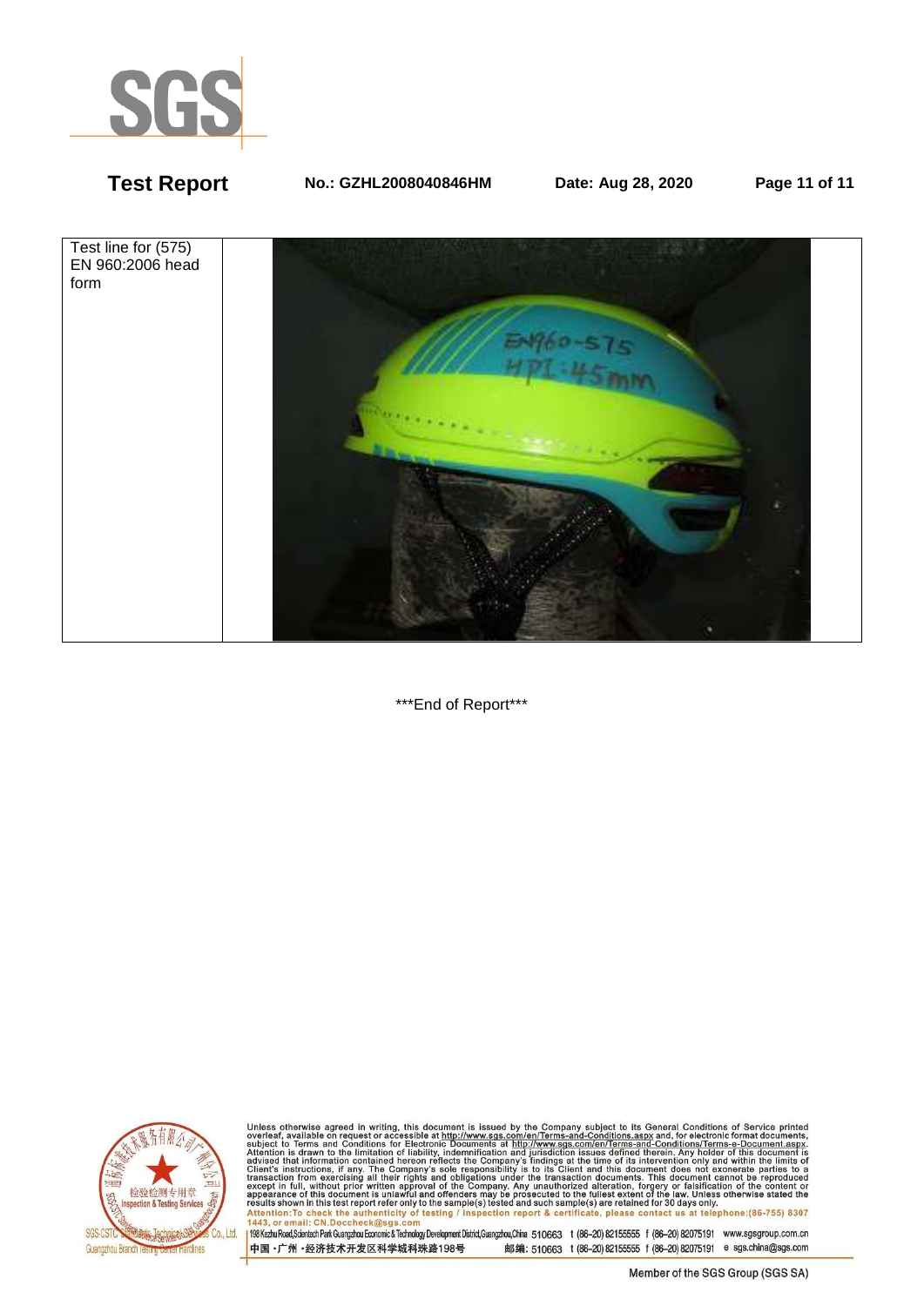| | |
|---|---|
| Test line for (575) EN 960:2006 head form | |

***End of Report***

Unless otherwise agreed in writing, this document is issued by the Company subject to its General Conditions of Service printed overleaf, available on request or accessible at http://www.sgs.com/en/Terms-and-Conditions.aspx and, for electronic format documents, subject to Terms and Conditions for Electronic Documents at http://www.sgs.com/en/Terms-and-Conditions/Terms-e-Document.aspx. Attention is drawn to the limitation of liability, indemnification and jurisdiction issues defined therein. Any holder of this document is advised that information contained hereon reflects the Company's findings at the time of its intervention only and within the limits of Client's instructions, if any. The Company's sole responsibility is to its Client and this document does not exonerate parties to a transaction from exercising all their rights and obligations under the transaction documents. This document cannot be reproduced except in full, without prior written approval of the Company. Any unauthorized alteration, forgery or falsification of the content or appearance of this document is unlawful and offenders may be prosecuted to the fullest extent of the law. Unless otherwise stated the results shown in this test report refer only to the sample(s) tested and such sample(s) are retained for 30 days only.
Attention:To check the authenticity of testing / inspection report & certificate, please contact us at telephone:(86-755) 8307 1443, or email: CN.Doccheck@sgs.com

198 Kezhu Road,Scientech Park Guangzhou Economic & Technology Development District,Guangzhou,China 510663 t (86-20) 82155555 f (86-20) 82075191 www.sgsgroup.com.cn
中国 ·广州 ·经济技术开发区科学城科珠路198号 邮编: 510663 t (86-20) 82155555 f (86-20) 82075191 e sgs.china@sgs.com

Member of the SGS Group (SGS SA)